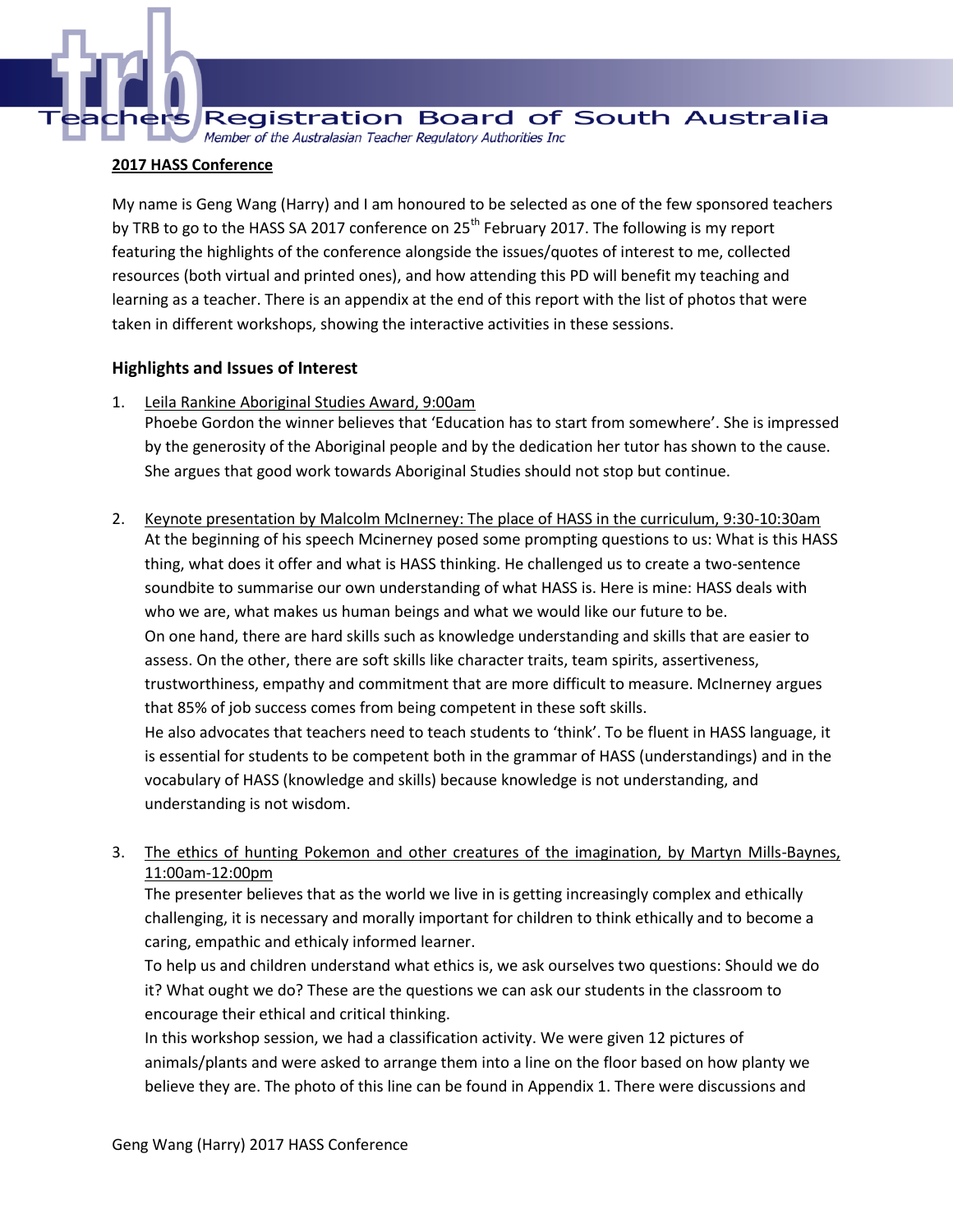## 2017 HASS Conference

My name is Geng Wang (Harry) and I am honoured to be selected as one of the few sponsored teachers by TRB to go to the HASS SA 2017 conference on 25th February 2017. The following is my report featuring the highlights of the conference alongside the issues/quotes of interest to me, collected resources (both virtual and printed ones), and how attending this PD will benefit my teaching and learning as a teacher. There is an appendix at the end of this report with the list of photos that were taken in different workshops, showing the interactive activities in these sessions.

### Highlights and Issues of Interest

1. Leila Rankine Aboriginal Studies Award, 9:00am
   Phoebe Gordon the winner believes that 'Education has to start from somewhere'. She is impressed by the generosity of the Aboriginal people and by the dedication her tutor has shown to the cause. She argues that good work towards Aboriginal Studies should not stop but continue.

2. Keynote presentation by Malcolm McInerney: The place of HASS in the curriculum, 9:30-10:30am
   At the beginning of his speech Mcinerney posed some prompting questions to us: What is this HASS thing, what does it offer and what is HASS thinking. He challenged us to create a two-sentence soundbite to summarise our own understanding of what HASS is. Here is mine: HASS deals with who we are, what makes us human beings and what we would like our future to be.
   On one hand, there are hard skills such as knowledge understanding and skills that are easier to assess. On the other, there are soft skills like character traits, team spirits, assertiveness, trustworthiness, empathy and commitment that are more difficult to measure. McInerney argues that 85% of job success comes from being competent in these soft skills.
   He also advocates that teachers need to teach students to 'think'. To be fluent in HASS language, it is essential for students to be competent both in the grammar of HASS (understandings) and in the vocabulary of HASS (knowledge and skills) because knowledge is not understanding, and understanding is not wisdom.

3. The ethics of hunting Pokemon and other creatures of the imagination, by Martyn Mills-Baynes, 11:00am-12:00pm
   The presenter believes that as the world we live in is getting increasingly complex and ethically challenging, it is necessary and morally important for children to think ethically and to become a caring, empathic and ethicaly informed learner.
   To help us and children understand what ethics is, we ask ourselves two questions: Should we do it? What ought we do? These are the questions we can ask our students in the classroom to encourage their ethical and critical thinking.
   In this workshop session, we had a classification activity. We were given 12 pictures of animals/plants and were asked to arrange them into a line on the floor based on how planty we believe they are. The photo of this line can be found in Appendix 1. There were discussions and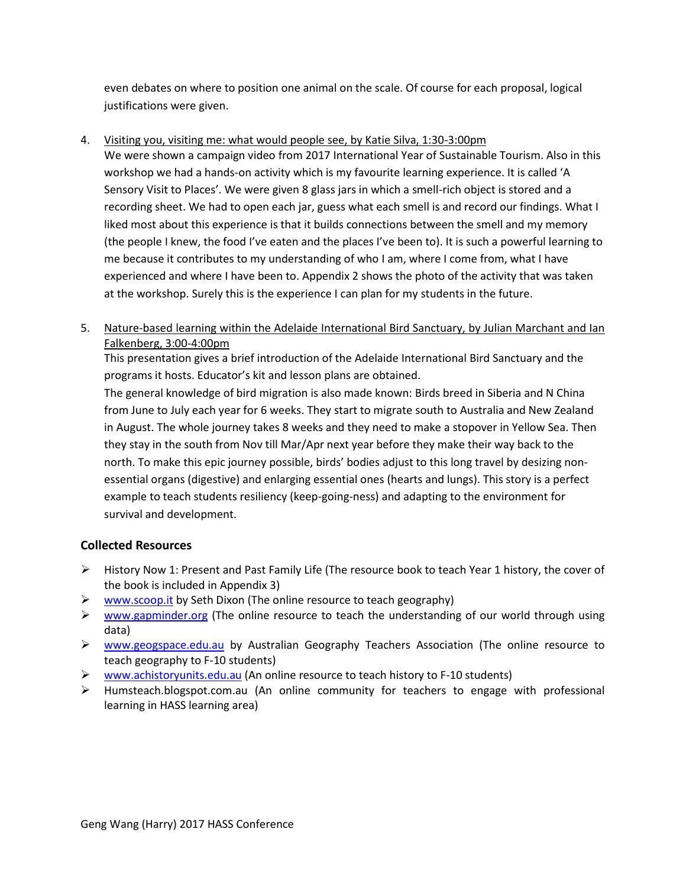even debates on where to position one animal on the scale. Of course for each proposal, logical justifications were given.

4. Visiting you, visiting me: what would people see, by Katie Silva, 1:30-3:00pm
   We were shown a campaign video from 2017 International Year of Sustainable Tourism. Also in this workshop we had a hands-on activity which is my favourite learning experience. It is called 'A Sensory Visit to Places'. We were given 8 glass jars in which a smell-rich object is stored and a recording sheet. We had to open each jar, guess what each smell is and record our findings. What I liked most about this experience is that it builds connections between the smell and my memory (the people I knew, the food I've eaten and the places I've been to). It is such a powerful learning to me because it contributes to my understanding of who I am, where I come from, what I have experienced and where I have been to. Appendix 2 shows the photo of the activity that was taken at the workshop. Surely this is the experience I can plan for my students in the future.

5. Nature-based learning within the Adelaide International Bird Sanctuary, by Julian Marchant and Ian Falkenberg, 3:00-4:00pm
   This presentation gives a brief introduction of the Adelaide International Bird Sanctuary and the programs it hosts. Educator's kit and lesson plans are obtained.
   The general knowledge of bird migration is also made known: Birds breed in Siberia and N China from June to July each year for 6 weeks. They start to migrate south to Australia and New Zealand in August. The whole journey takes 8 weeks and they need to make a stopover in Yellow Sea. Then they stay in the south from Nov till Mar/Apr next year before they make their way back to the north. To make this epic journey possible, birds' bodies adjust to this long travel by desizing non-essential organs (digestive) and enlarging essential ones (hearts and lungs). This story is a perfect example to teach students resiliency (keep-going-ness) and adapting to the environment for survival and development.

### Collected Resources

- History Now 1: Present and Past Family Life (The resource book to teach Year 1 history, the cover of the book is included in Appendix 3)
- www.scoop.it by Seth Dixon (The online resource to teach geography)
- www.gapminder.org (The online resource to teach the understanding of our world through using data)
- www.geogspace.edu.au by Australian Geography Teachers Association (The online resource to teach geography to F-10 students)
- www.achistoryunits.edu.au (An online resource to teach history to F-10 students)
- Humsteach.blogspot.com.au (An online community for teachers to engage with professional learning in HASS learning area)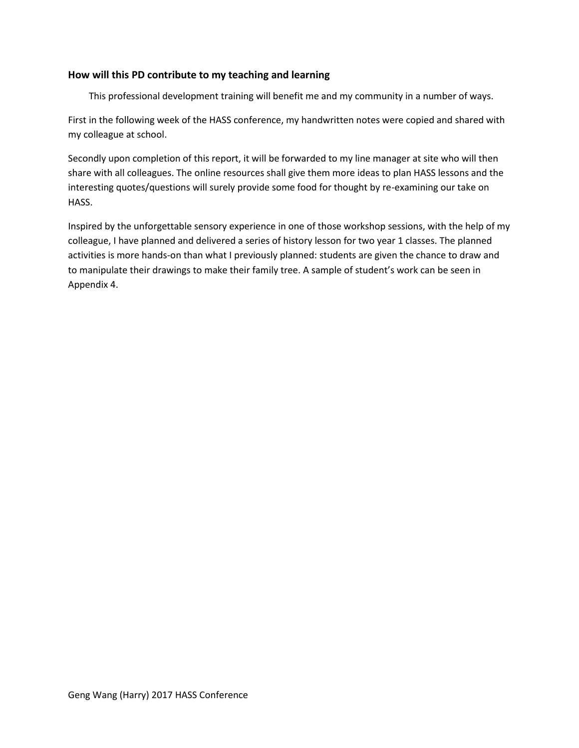### How will this PD contribute to my teaching and learning

This professional development training will benefit me and my community in a number of ways.

First in the following week of the HASS conference, my handwritten notes were copied and shared with my colleague at school.

Secondly upon completion of this report, it will be forwarded to my line manager at site who will then share with all colleagues. The online resources shall give them more ideas to plan HASS lessons and the interesting quotes/questions will surely provide some food for thought by re-examining our take on HASS.

Inspired by the unforgettable sensory experience in one of those workshop sessions, with the help of my colleague, I have planned and delivered a series of history lesson for two year 1 classes. The planned activities is more hands-on than what I previously planned: students are given the chance to draw and to manipulate their drawings to make their family tree. A sample of student's work can be seen in Appendix 4.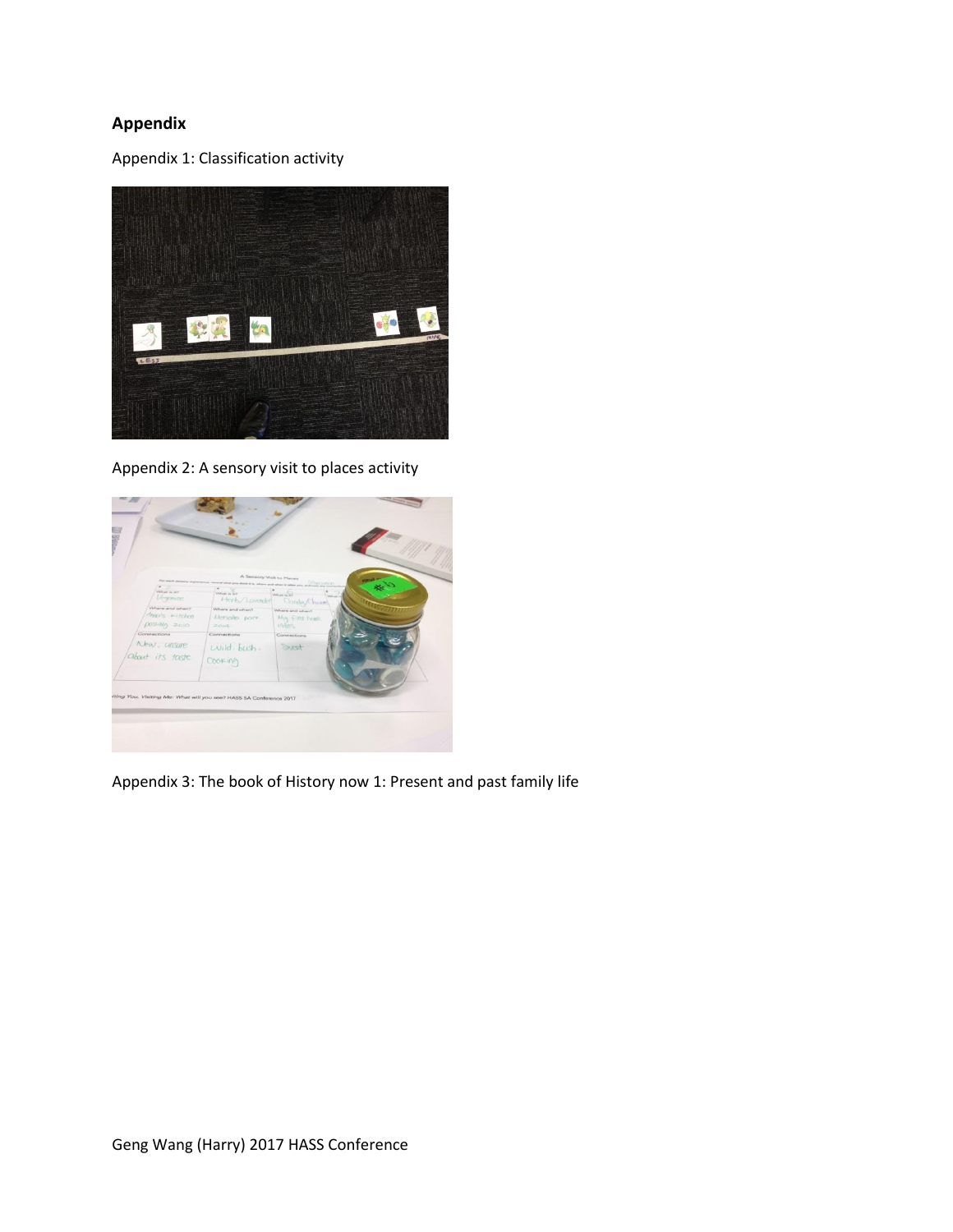## Appendix

Appendix 1: Classification activity

Appendix 2: A sensory visit to places activity

Appendix 3: The book of History now 1: Present and past family life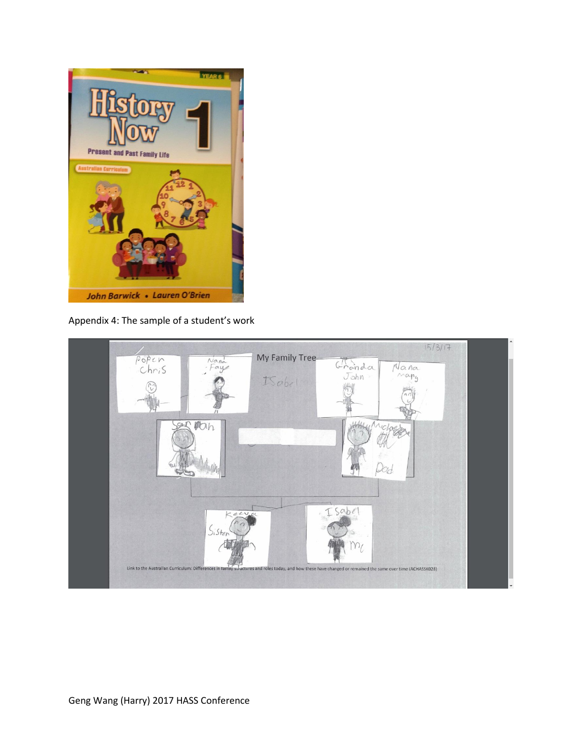Appendix 4: The sample of a student's work